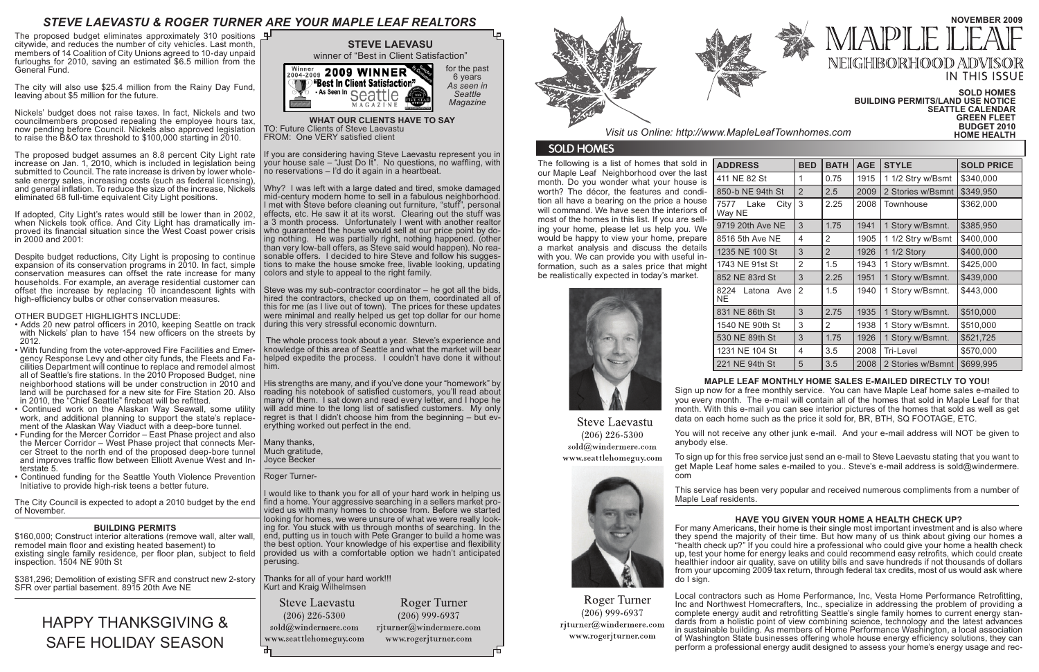# STEVE LAEVASTU & ROGER TURNER ARE YOUR MAPLE LEAF REALTORS

The proposed budget eliminates approximately 310 positions citywide, and reduces the number of city vehicles. Last month, members of 14 Coalition of City Unions agreed to 10-day unpaid furloughs for 2010, saving an estimated $6.5 million from the General Fund.

The city will also use $25.4 million from the Rainy Day Fund, leaving about $5 million for the future.

Nickels' budget does not raise taxes. In fact, Nickels and two councilmembers proposed repealing the employee hours tax, now pending before Council. Nickels also approved legislation to raise the B&O tax threshold to $100,000 starting in 2010.

The proposed budget assumes an 8.8 percent City Light rate increase on Jan. 1, 2010, which is included in legislation being submitted to Council. The rate increase is driven by lower wholesale energy sales, increasing costs (such as federal licensing), and general inflation. To reduce the size of the increase, Nickels eliminated 68 full-time equivalent City Light positions.

If adopted, City Light's rates would still be lower than in 2002, when Nickels took office. And City Light has dramatically improved its financial situation since the West Coast power crisis in 2000 and 2001:

Despite budget reductions, City Light is proposing to continue expansion of its conservation programs in 2010. In fact, simple conservation measures can offset the rate increase for many households. For example, an average residential customer can offset the increase by replacing 10 incandescent lights with high-efficiency bulbs or other conservation measures.

OTHER BUDGET HIGHLIGHTS INCLUDE:

- Adds 20 new patrol officers in 2010, keeping Seattle on track with Nickels' plan to have 154 new officers on the streets by 2012.
- With funding from the voter-approved Fire Facilities and Emergency Response Levy and other city funds, the Fleets and Facilities Department will continue to replace and remodel almost all of Seattle's fire stations. In the 2010 Proposed Budget, nine neighborhood stations will be under construction in 2010 and land will be purchased for a new site for Fire Station 20. Also in 2010, the "Chief Seattle" fireboat will be refitted.
- Continued work on the Alaskan Way Seawall, some utility work, and additional planning to support the state's replacement of the Alaskan Way Viaduct with a deep-bore tunnel.
- Funding for the Mercer Corridor – East Phase project and also the Mercer Corridor – West Phase project that connects Mercer Street to the north end of the proposed deep-bore tunnel and improves traffic flow between Elliott Avenue West and Interstate 5.
- Continued funding for the Seattle Youth Violence Prevention Initiative to provide high-risk teens a better future.

The City Council is expected to adopt a 2010 budget by the end of November.

### BUILDING PERMITS

$160,000; Construct interior alterations (remove wall, alter wall, remodel main floor and existing heated basement) to existing single family residence, per floor plan, subject to field inspection. 1504 NE 90th St

$381,296; Demolition of existing SFR and construct new 2-story SFR over partial basement. 8915 20th Ave NE

## HAPPY THANKSGIVING & SAFE HOLIDAY SEASON

### STEVE LAEVASU

winner of "Best in Client Satisfaction" for the past 6 years *As seen in Seattle Magazine*

Winner 2004-2009 **2009 WINNER** "Best in Client Satisfaction" - As Seen In Seattle Magazine

### WHAT OUR CLIENTS HAVE TO SAY

TO: Future Clients of Steve Laevastu
FROM: One VERY satisfied client

If you are considering having Steve Laevastu represent you in your house sale – "Just Do It". No questions, no waffling, with no reservations – I'd do it again in a heartbeat.

Why? I was left with a large dated and tired, smoke damaged mid-century modern home to sell in a fabulous neighborhood. I met with Steve before cleaning out furniture, "stuff", personal effects, etc. He saw it at its worst. Clearing out the stuff was a 3 month process. Unfortunately I went with another realtor who guaranteed the house would sell at our price point by doing nothing. He was partially right, nothing happened. (other than very low-ball offers, as Steve said would happen). No reasonable offers. I decided to hire Steve and follow his suggestions to make the house smoke free, livable looking, updating colors and style to appeal to the right family.

Steve was my sub-contractor coordinator – he got all the bids, hired the contractors, checked up on them, coordinated all of this for me (as I live out of town). The prices for these updates were minimal and really helped us get top dollar for our home during this very stressful economic downturn.

The whole process took about a year. Steve's experience and knowledge of this area of Seattle and what the market will bear helped expedite the process. I couldn't have done it without him.

His strengths are many, and if you've done your "homework" by reading his notebook of satisfied customers, you'll read about many of them. I sat down and read every letter, and I hope he will add mine to the long list of satisfied customers. My only regret is that I didn't choose him from the beginning – but everything worked out perfect in the end.

Many thanks,
Much gratitude,
Joyce Becker

Roger Turner-

I would like to thank you for all of your hard work in helping us find a home. Your aggressive searching in a sellers market provided us with many homes to choose from. Before we started looking for homes, we were unsure of what we were really looking for. You stuck with us through months of searching. In the end, putting us in touch with Pete Granger to build a home was the best option. Your knowledge of his expertise and flexibility provided us with a comfortable option we hadn't anticipated perusing.

Thanks for all of your hard work!!!
Kurt and Kraig Wilhelmsen

Steve Laevastu
(206) 226-5300
sold@windermere.com
www.seattlehomeguy.com

Roger Turner
(206) 999-6937
rjturner@windermere.com
www.rogerjturner.com

# MAPLE LEAF NEIGHBORHOOD ADVISOR

NOVEMBER 2009

IN THIS ISSUE

SOLD HOMES
BUILDING PERMITS/LAND USE NOTICE
SEATTLE CALENDAR
GREEN FLEET
BUDGET 2010
HOME HEALTH

*Visit us Online: http://www.MapleLeafTownhomes.com*

## SOLD HOMES

The following is a list of homes that sold in our Maple Leaf Neighborhood over the last month. Do you wonder what your house is worth? The décor, the features and condition all have a bearing on the price a house will command. We have seen the interiors of most of the homes in this list. If you are selling your home, please let us help you. We would be happy to view your home, prepare a market analysis and discuss the details with you. We can provide you with useful information, such as a sales price that might be realistically expected in today's market.

| ADDRESS | BED | BATH | AGE | STYLE | SOLD PRICE |
|---|---|---|---|---|---|
| 411 NE 82 St | 1 | 0.75 | 1915 | 1 1/2 Stry w/Bsmt | $340,000 |
| 850-b NE 94th St | 2 | 2.5 | 2009 | 2 Stories w/Bsmnt | $349,950 |
| 7577 Lake City Way NE | 3 | 2.25 | 2008 | Townhouse | $362,000 |
| 9719 20th Ave NE | 3 | 1.75 | 1941 | 1 Story w/Bsmnt. | $385,950 |
| 8516 5th Ave NE | 4 | 2 | 1905 | 1 1/2 Stry w/Bsmt | $400,000 |
| 1235 NE 100 St | 3 | 2 | 1926 | 1 1/2 Story | $400,000 |
| 1743 NE 91st St | 2 | 1.5 | 1943 | 1 Story w/Bsmnt. | $425,000 |
| 852 NE 83rd St | 3 | 2.25 | 1951 | 1 Story w/Bsmnt. | $439,000 |
| 8224 Latona Ave NE | 2 | 1.5 | 1940 | 1 Story w/Bsmnt. | $443,000 |
| 831 NE 86th St | 3 | 2.75 | 1935 | 1 Story w/Bsmnt. | $510,000 |
| 1540 NE 90th St | 3 | 2 | 1938 | 1 Story w/Bsmnt. | $510,000 |
| 530 NE 89th St | 3 | 1.75 | 1926 | 1 Story w/Bsmnt. | $521,725 |
| 1231 NE 104 St | 4 | 3.5 | 2008 | Tri-Level | $570,000 |
| 221 NE 94th St | 5 | 3.5 | 2008 | 2 Stories w/Bsmnt | $699,995 |

Steve Laevastu
(206) 226-5300
sold@windermere.com
www.seattlehomeguy.com

Roger Turner
(206) 999-6937
rjturner@windermere.com
www.rogerjturner.com

### MAPLE LEAF MONTHLY HOME SALES E-MAILED DIRECTLY TO YOU!

Sign up now for a free monthly service. You can have Maple Leaf home sales e-mailed to you every month. The e-mail will contain all of the homes that sold in Maple Leaf for that month. With this e-mail you can see interior pictures of the homes that sold as well as get data on each home such as the price it sold for, BR, BTH, SQ FOOTAGE, ETC.

You will not receive any other junk e-mail. And your e-mail address will NOT be given to anybody else.

To sign up for this free service just send an e-mail to Steve Laevastu stating that you want to get Maple Leaf home sales e-mailed to you.. Steve's e-mail address is sold@windermere.com

This service has been very popular and received numerous compliments from a number of Maple Leaf residents.

### HAVE YOU GIVEN YOUR HOME A HEALTH CHECK UP?

For many Americans, their home is their single most important investment and is also where they spend the majority of their time. But how many of us think about giving our homes a "health check up?" If you could hire a professional who could give your home a health check up, test your home for energy leaks and could recommend easy retrofits, which could create healthier indoor air quality, save on utility bills and save hundreds if not thousands of dollars from your upcoming 2009 tax return, through federal tax credits, most of us would ask where do I sign.

Local contractors such as Home Performance, Inc, Vesta Home Performance Retrofitting, Inc and Northwest Homecrafters, Inc., specialize in addressing the problem of providing a complete energy audit and retrofitting Seattle's single family homes to current energy standards from a holistic point of view combining science, technology and the latest advances in sustainable building. As members of Home Performance Washington, a local association of Washington State businesses offering whole house energy efficiency solutions, they can perform a professional energy audit designed to assess your home's energy usage and rec-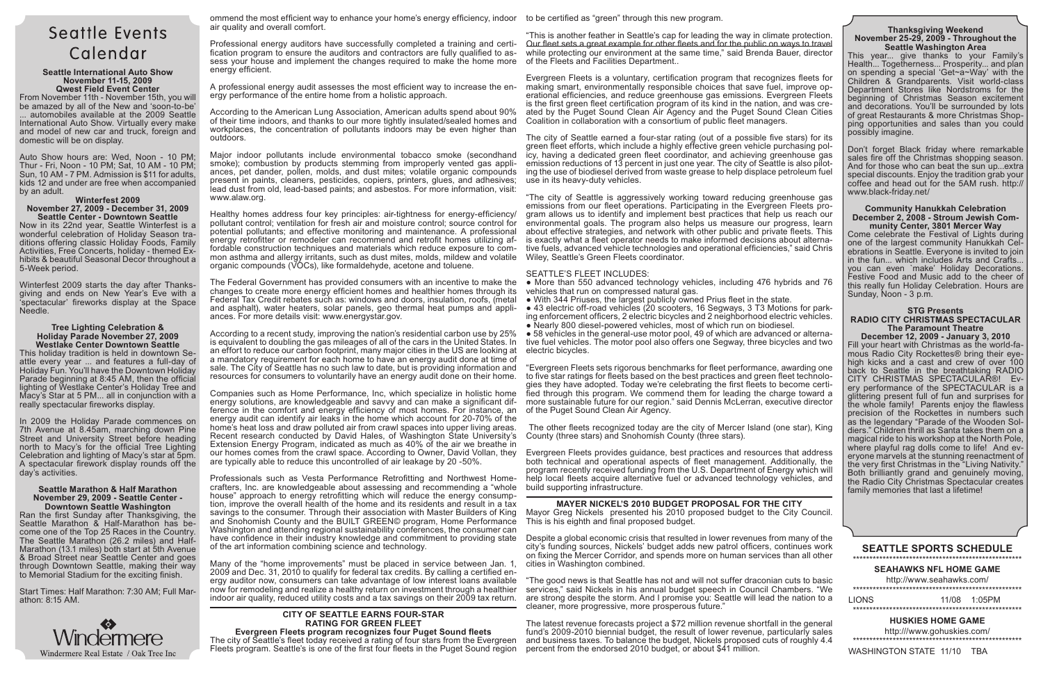# Seattle Events Calendar

**Seattle International Auto Show**
**November 11-15, 2009**
**Qwest Field Event Center**

From November 11th - November 15th, you will be amazed by all of the New and 'soon-to-be' ... automobiles available at the 2009 Seattle International Auto Show. Virtually every make and model of new car and truck, foreign and domestic will be on display.

Auto Show hours are: Wed, Noon - 10 PM; Thur - Fri, Noon - 10 PM; Sat, 10 AM - 10 PM; Sun, 10 AM - 7 PM. Admission is $11 for adults, kids 12 and under are free when accompanied by an adult.

**Winterfest 2009**
**November 27, 2009 - December 31, 2009**
**Seattle Center - Downtown Seattle**

Now in its 22nd year, Seattle Winterfest is a wonderful celebration of Holiday Season traditions offering classic Holiday Foods, Family Activities, Free Concerts, holiday - themed Exhibits & beautiful Seasonal Decor throughout a 5-Week period.

Winterfest 2009 starts the day after Thanksgiving and ends on New Year's Eve with a 'spectacular' fireworks display at the Space Needle.

**Tree Lighting Celebration & Holiday Parade November 27, 2009**
**Westlake Center Downtown Seattle**

This holiday tradition is held in downtown Seattle every year ... and features a full-day of Holiday Fun. You'll have the Downtown Holiday Parade beginning at 8:45 AM, then the official lighting of Westlake Center's Holiday Tree and Macy's Star at 5 PM... all in conjunction with a really spectacular fireworks display.

In 2009 the Holiday Parade commences on 7th Avenue at 8.45am, marching down Pine Street and University Street before heading north to Macy's for the official Tree Lighting Celebration and lighting of Macy's star at 5pm. A spectacular firework display rounds off the day's activities.

**Seattle Marathon & Half Marathon**
**November 29, 2009 - Seattle Center - Downtown Seattle Washington**

Ran the first Sunday after Thanksgiving, the Seattle Marathon & Half-Marathon has become one of the Top 25 Races in the Country. The Seattle Marathon (26.2 miles) and Half-Marathon (13.1 miles) both start at 5th Avenue & Broad Street near Seattle Center and goes through Downtown Seattle, making their way to Memorial Stadium for the exciting finish.

Start Times: Half Marathon: 7:30 AM; Full Marathon: 8:15 AM.

Windermere

Windermere Real Estate / Oak Tree Inc

ommend the most efficient way to enhance your home's energy efficiency, indoor air quality and overall comfort.

Professional energy auditors have successfully completed a training and certification program to ensure the auditors and contractors are fully qualified to assess your house and implement the changes required to make the home more energy efficient.

A professional energy audit assesses the most efficient way to increase the energy performance of the entire home from a holistic approach.

According to the American Lung Association, American adults spend about 90% of their time indoors, and thanks to our more tightly insulated/sealed homes and workplaces, the concentration of pollutants indoors may be even higher than outdoors.

Major indoor pollutants include environmental tobacco smoke (secondhand smoke); combustion by products stemming from improperly vented gas appliances, pet dander, pollen, molds, and dust mites; volatile organic compounds present in paints, cleaners, pesticides, copiers, printers, glues, and adhesives; lead dust from old, lead-based paints; and asbestos. For more information, visit: www.alaw.org.

Healthy homes address four key principles: air-tightness for energy-efficiency/ pollutant control; ventilation for fresh air and moisture control; source control for potential pollutants; and effective monitoring and maintenance. A professional energy retrofitter or remodeler can recommend and retrofit homes utilizing affordable construction techniques and materials which reduce exposure to common asthma and allergy irritants, such as dust mites, molds, mildew and volatile organic compounds (VOCs), like formaldehyde, acetone and toluene.

The Federal Government has provided consumers with an incentive to make the changes to create more energy efficient homes and healthier homes through its Federal Tax Credit rebates such as: windows and doors, insulation, roofs, (metal and asphalt), water heaters, solar panels, geo thermal heat pumps and appliances. For more details visit: www.energystar.gov.

According to a recent study, improving the nation's residential carbon use by 25% is equivalent to doubling the gas mileages of all of the cars in the United States. In an effort to reduce our carbon footprint, many major cities in the US are looking at a mandatory requirement for each home to have an energy audit done at time of sale. The City of Seattle has no such law to date, but is providing information and resources for consumers to voluntarily have an energy audit done on their home.

Companies such as Home Performance, Inc, which specialize in holistic home energy solutions, are knowledgeable and savvy and can make a significant difference in the comfort and energy efficiency of most homes. For instance, an energy audit can identify air leaks in the home which account for 20-70% of the home's heat loss and draw polluted air from crawl spaces into upper living areas. Recent research conducted by David Hales, of Washington State University's Extension Energy Program, indicated as much as 40% of the air we breathe in our homes comes from the crawl space. According to Owner, David Vollan, they are typically able to reduce this uncontrolled of air leakage by 20 -50%.

Professionals such as Vesta Performance Retrofitting and Northwest Homecrafters, Inc. are knowledgeable about assessing and recommending a "whole house" approach to energy retrofitting which will reduce the energy consumption, improve the overall health of the home and its residents and result in a tax savings to the consumer. Through their association with Master Builders of King and Snohomish County and the BUILT GREEN© program, Home Performance Washington and attending regional sustainability conferences, the consumer can have confidence in their industry knowledge and commitment to providing state of the art information combining science and technology.

Many of the "home improvements" must be placed in service between Jan. 1, 2009 and Dec. 31, 2010 to qualify for federal tax credits. By calling a certified energy auditor now, consumers can take advantage of low interest loans available now for remodeling and realize a healthier return on investment through a healthier indoor air quality, reduced utility costs and a tax savings on their 2009 tax return.

## CITY OF SEATTLE EARNS FOUR-STAR RATING FOR GREEN FLEET

**Evergreen Fleets program recognizes four Puget Sound fleets**

The city of Seattle's fleet today received a rating of four stars from the Evergreen Fleets program. Seattle's is one of the first four fleets in the Puget Sound region to be certified as "green" through this new program.

"This is another feather in Seattle's cap for leading the way in climate protection. Our fleet sets a great example for other fleets and for the public on ways to travel while protecting our environment at the same time," said Brenda Bauer, director of the Fleets and Facilities Department..

Evergreen Fleets is a voluntary, certification program that recognizes fleets for making smart, environmentally responsible choices that save fuel, improve operational efficiencies, and reduce greenhouse gas emissions. Evergreen Fleets is the first green fleet certification program of its kind in the nation, and was created by the Puget Sound Clean Air Agency and the Puget Sound Clean Cities Coalition in collaboration with a consortium of public fleet managers.

The city of Seattle earned a four-star rating (out of a possible five stars) for its green fleet efforts, which include a highly effective green vehicle purchasing policy, having a dedicated green fleet coordinator, and achieving greenhouse gas emission reductions of 13 percent in just one year. The city of Seattle is also piloting the use of biodiesel derived from waste grease to help displace petroleum fuel use in its heavy-duty vehicles.

"The city of Seattle is aggressively working toward reducing greenhouse gas emissions from our fleet operations. Participating in the Evergreen Fleets program allows us to identify and implement best practices that help us reach our environmental goals. The program also helps us measure our progress, learn about effective strategies, and network with other public and private fleets. This is exactly what a fleet operator needs to make informed decisions about alternative fuels, advanced vehicle technologies and operational efficiencies," said Chris Wiley, Seattle's Green Fleets coordinator.

SEATTLE'S FLEET INCLUDES:

- More than 550 advanced technology vehicles, including 476 hybrids and 76 vehicles that run on compressed natural gas.
- With 344 Priuses, the largest publicly owned Prius fleet in the state.
- 43 electric off-road vehicles (20 scooters, 16 Segways, 3 T3 Motions for parking enforcement officers, 2 electric bicycles and 2 neighborhood electric vehicles.
- Nearly 800 diesel-powered vehicles, most of which run on biodiesel.
- 58 vehicles in the general-use motor pool, 49 of which are advanced or alternative fuel vehicles. The motor pool also offers one Segway, three bicycles and two electric bicycles.

"Evergreen Fleets sets rigorous benchmarks for fleet performance, awarding one to five star ratings for fleets based on the best practices and green fleet technologies they have adopted. Today we're celebrating the first fleets to become certified through this program. We commend them for leading the charge toward a more sustainable future for our region." said Dennis McLerran, executive director of the Puget Sound Clean Air Agency.

The other fleets recognized today are the city of Mercer Island (one star), King County (three stars) and Snohomish County (three stars).

Evergreen Fleets provides guidance, best practices and resources that address both technical and operational aspects of fleet management. Additionally, the program recently received funding from the U.S. Department of Energy which will help local fleets acquire alternative fuel or advanced technology vehicles, and build supporting infrastructure.

## MAYER NICKEL'S 2010 BUDGET PROPOSAL FOR THE CITY

Mayor Greg Nickels presented his 2010 proposed budget to the City Council. This is his eighth and final proposed budget.

Despite a global economic crisis that resulted in lower revenues from many of the city's funding sources, Nickels' budget adds new patrol officers, continues work on fixing the Mercer Corridor, and spends more on human services than all other cities in Washington combined.

"The good news is that Seattle has not and will not suffer draconian cuts to basic services," said Nickels in his annual budget speech in Council Chambers. "We are strong despite the storm. And I promise you: Seattle will lead the nation to a cleaner, more progressive, more prosperous future."

The latest revenue forecasts project a $72 million revenue shortfall in the general fund's 2009-2010 biennial budget, the result of lower revenue, particularly sales and business taxes. To balance the budget, Nickels proposed cuts of roughly 4.4 percent from the endorsed 2010 budget, or about $41 million.

**Thanksgiving Weekend**
**November 25-29, 2009 - Throughout the Seattle Washington Area**

This year... give thanks to your Family's Health... Togetherness... Prosperity... and plan on spending a special 'Get~a~Way' with the Children & Grandparents. Visit world-class Department Stores like Nordstroms for the beginning of Christmas Season excitement and decorations. You'll be surrounded by lots of great Restaurants & more Christmas Shopping opportunities and sales than you could possibly imagine.

Don't forget Black friday where remarkable sales fire off the Christmas shopping season. And for those who can beat the sun up...extra special discounts. Enjoy the tradition grab your coffee and head out for the 5AM rush. http://www.black-friday.net/

**Community Hanukkah Celebration**
**December 2, 2008 - Stroum Jewish Community Center, 3801 Mercer Way**

Come celebrate the Festival of Lights during one of the largest community Hanukkah Celebrations in Seattle. Everyone is invited to join in the fun... which includes Arts and Crafts... you can even `make' Holiday Decorations. Festive Food and Music add to the cheer of this really fun Holiday Celebration. Hours are Sunday, Noon - 3 p.m.

**STG Presents**
**RADIO CITY CHRISTMAS SPECTACULAR**
**The Paramount Theatre**
**December 12, 2009 - January 3, 2010**

Fill your heart with Christmas as the world-famous Radio City Rockettes® bring their eye-high kicks and a cast and crew of over 100 back to Seattle in the breathtaking RADIO CITY CHRISTMAS SPECTACULAR®! Every performance of the SPECTACULAR is a glittering present full of fun and surprises for the whole family! Parents enjoy the flawless precision of the Rockettes in numbers such as the legendary "Parade of the Wooden Soldiers." Children thrill as Santa takes them on a magical ride to his workshop at the North Pole, where playful rag dolls come to life! And everyone marvels at the stunning reenactment of the very first Christmas in the "Living Nativity." Both brilliantly grand and genuinely moving, the Radio City Christmas Spectacular creates family memories that last a lifetime!

## SEATTLE SPORTS SCHEDULE

**SEAHAWKS NFL HOME GAME**

http://www.seahawks.com/

LIONS 11/08 1:05PM

**HUSKIES HOME GAME**

http://www.gohuskies.com/

WASHINGTON STATE 11/10 TBA